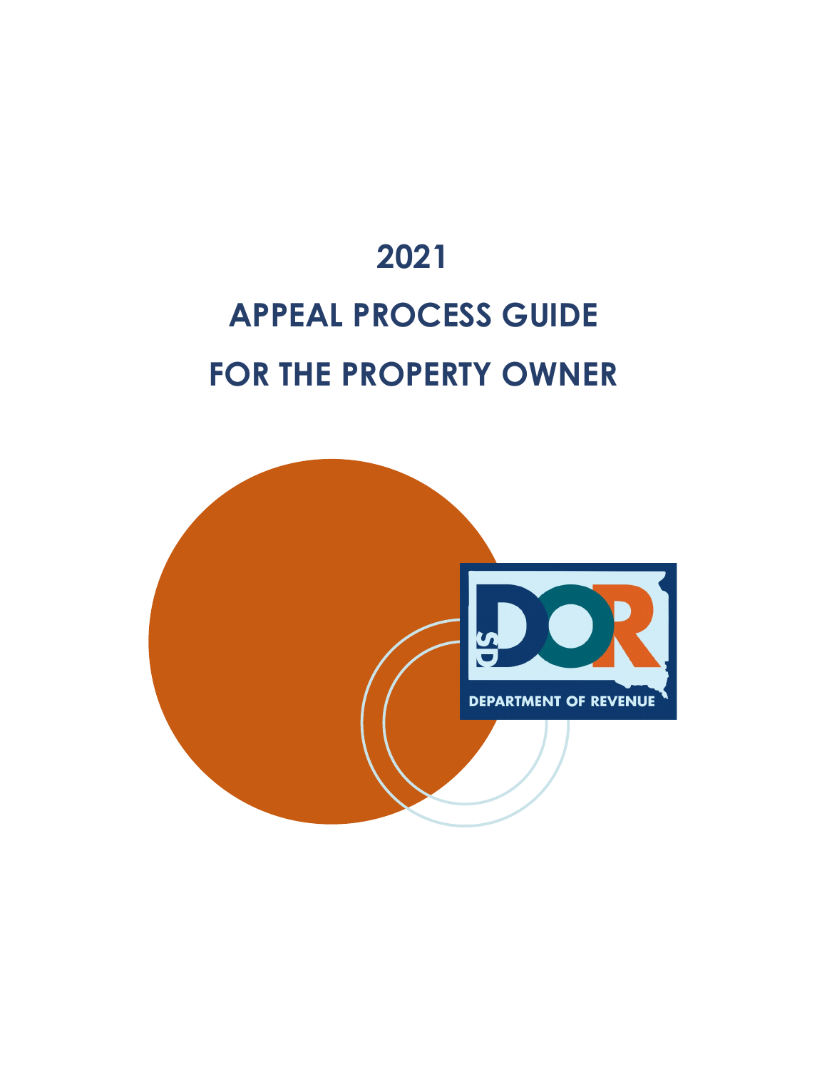# 2021

# APPEAL PROCESS GUIDE

# FOR THE PROPERTY OWNER

SD DOR

DEPARTMENT OF REVENUE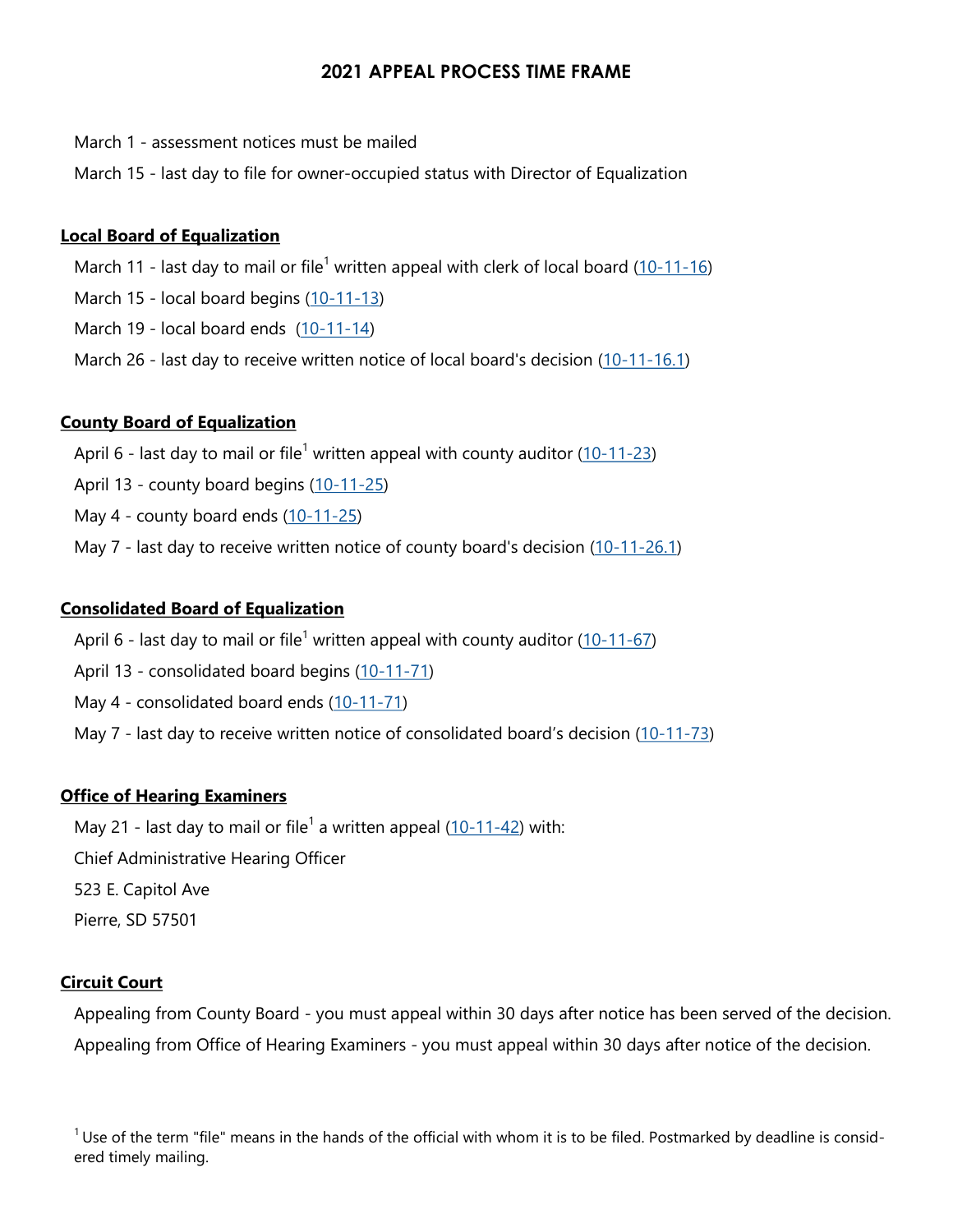# 2021 APPEAL PROCESS TIME FRAME

March 1 - assessment notices must be mailed

March 15 - last day to file for owner-occupied status with Director of Equalization

## Local Board of Equalization

March 11 - last day to mail or file[1] written appeal with clerk of local board (10-11-16)

March 15 - local board begins (10-11-13)

March 19 - local board ends (10-11-14)

March 26 - last day to receive written notice of local board's decision (10-11-16.1)

## County Board of Equalization

April 6 - last day to mail or file[1] written appeal with county auditor (10-11-23)

April 13 - county board begins (10-11-25)

May 4 - county board ends (10-11-25)

May 7 - last day to receive written notice of county board's decision (10-11-26.1)

## Consolidated Board of Equalization

April 6 - last day to mail or file[1] written appeal with county auditor (10-11-67)

April 13 - consolidated board begins (10-11-71)

May 4 - consolidated board ends (10-11-71)

May 7 - last day to receive written notice of consolidated board's decision (10-11-73)

## Office of Hearing Examiners

May 21 - last day to mail or file[1] a written appeal (10-11-42) with:

Chief Administrative Hearing Officer

523 E. Capitol Ave

Pierre, SD 57501

## Circuit Court

Appealing from County Board - you must appeal within 30 days after notice has been served of the decision.

Appealing from Office of Hearing Examiners - you must appeal within 30 days after notice of the decision.

[1] Use of the term "file" means in the hands of the official with whom it is to be filed. Postmarked by deadline is considered timely mailing.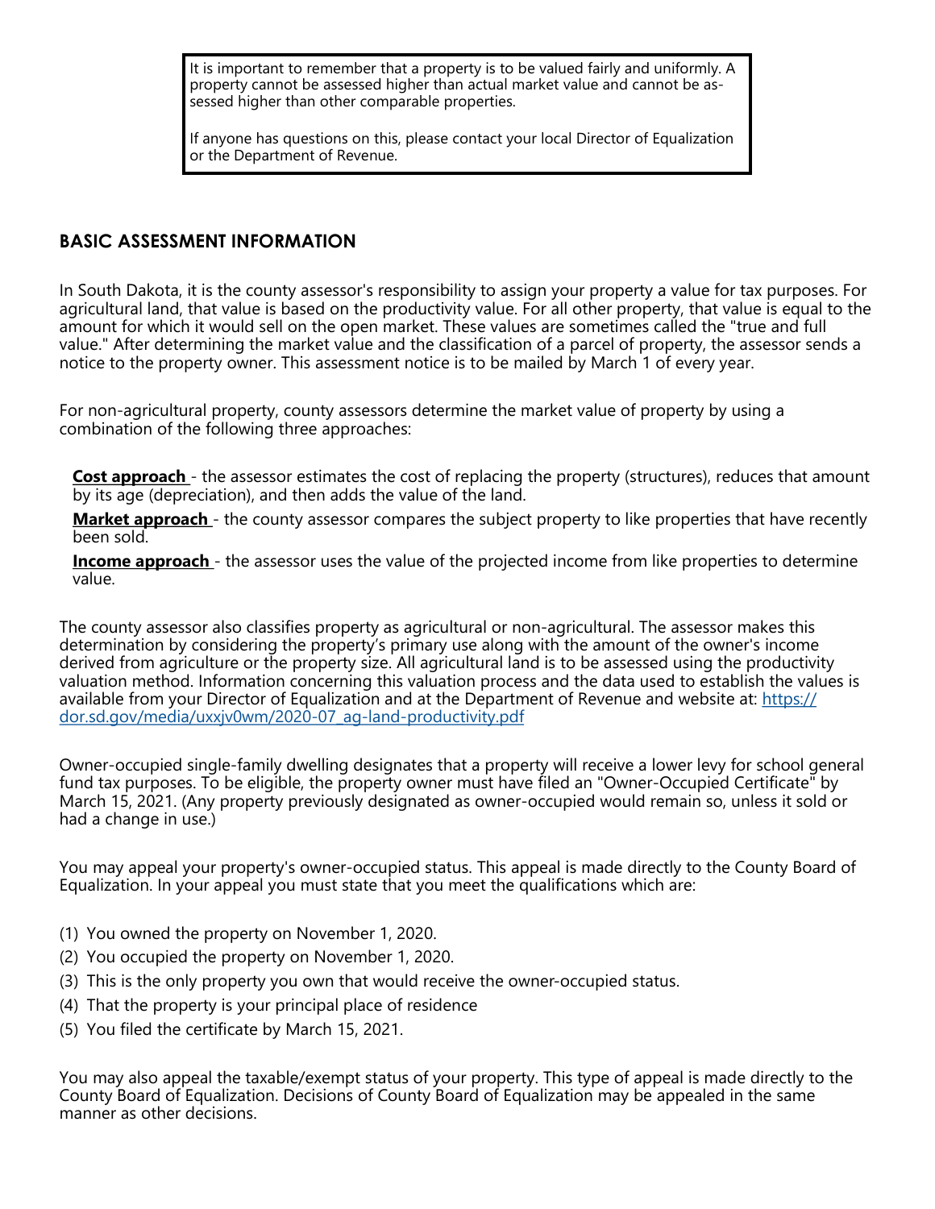> It is important to remember that a property is to be valued fairly and uniformly. A property cannot be assessed higher than actual market value and cannot be assessed higher than other comparable properties.
>
> If anyone has questions on this, please contact your local Director of Equalization or the Department of Revenue.

## BASIC ASSESSMENT INFORMATION

In South Dakota, it is the county assessor's responsibility to assign your property a value for tax purposes. For agricultural land, that value is based on the productivity value. For all other property, that value is equal to the amount for which it would sell on the open market. These values are sometimes called the "true and full value." After determining the market value and the classification of a parcel of property, the assessor sends a notice to the property owner. This assessment notice is to be mailed by March 1 of every year.

For non-agricultural property, county assessors determine the market value of property by using a combination of the following three approaches:

**Cost approach** - the assessor estimates the cost of replacing the property (structures), reduces that amount by its age (depreciation), and then adds the value of the land.

**Market approach** - the county assessor compares the subject property to like properties that have recently been sold.

**Income approach** - the assessor uses the value of the projected income from like properties to determine value.

The county assessor also classifies property as agricultural or non-agricultural. The assessor makes this determination by considering the property's primary use along with the amount of the owner's income derived from agriculture or the property size. All agricultural land is to be assessed using the productivity valuation method. Information concerning this valuation process and the data used to establish the values is available from your Director of Equalization and at the Department of Revenue and website at: https://dor.sd.gov/media/uxxjv0wm/2020-07_ag-land-productivity.pdf

Owner-occupied single-family dwelling designates that a property will receive a lower levy for school general fund tax purposes. To be eligible, the property owner must have filed an "Owner-Occupied Certificate" by March 15, 2021. (Any property previously designated as owner-occupied would remain so, unless it sold or had a change in use.)

You may appeal your property's owner-occupied status. This appeal is made directly to the County Board of Equalization. In your appeal you must state that you meet the qualifications which are:

(1) You owned the property on November 1, 2020.
(2) You occupied the property on November 1, 2020.
(3) This is the only property you own that would receive the owner-occupied status.
(4) That the property is your principal place of residence
(5) You filed the certificate by March 15, 2021.

You may also appeal the taxable/exempt status of your property. This type of appeal is made directly to the County Board of Equalization. Decisions of County Board of Equalization may be appealed in the same manner as other decisions.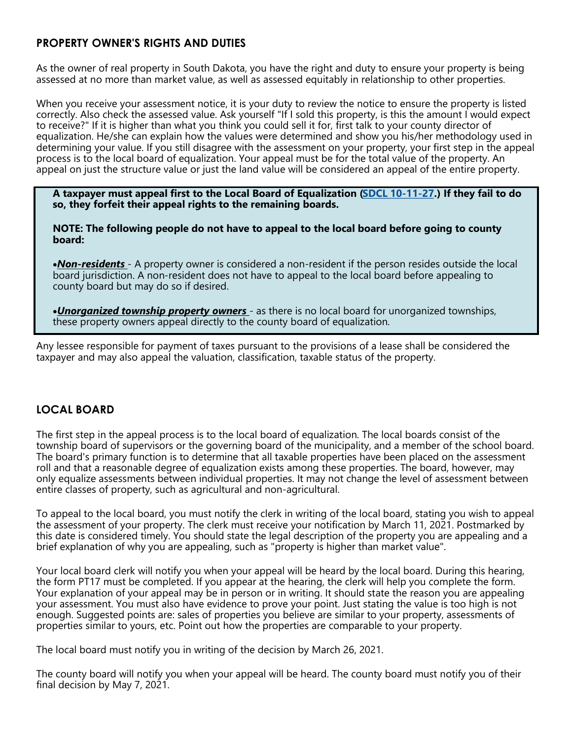## PROPERTY OWNER'S RIGHTS AND DUTIES

As the owner of real property in South Dakota, you have the right and duty to ensure your property is being assessed at no more than market value, as well as assessed equitably in relationship to other properties.

When you receive your assessment notice, it is your duty to review the notice to ensure the property is listed correctly. Also check the assessed value. Ask yourself "If I sold this property, is this the amount I would expect to receive?" If it is higher than what you think you could sell it for, first talk to your county director of equalization. He/she can explain how the values were determined and show you his/her methodology used in determining your value. If you still disagree with the assessment on your property, your first step in the appeal process is to the local board of equalization. Your appeal must be for the total value of the property. An appeal on just the structure value or just the land value will be considered an appeal of the entire property.

> **A taxpayer must appeal first to the Local Board of Equalization (SDCL 10-11-27.) If they fail to do so, they forfeit their appeal rights to the remaining boards.**
>
> **NOTE: The following people do not have to appeal to the local board before going to county board:**
>
> •***Non-residents*** - A property owner is considered a non-resident if the person resides outside the local board jurisdiction. A non-resident does not have to appeal to the local board before appealing to county board but may do so if desired.
>
> •***Unorganized township property owners*** - as there is no local board for unorganized townships, these property owners appeal directly to the county board of equalization.

Any lessee responsible for payment of taxes pursuant to the provisions of a lease shall be considered the taxpayer and may also appeal the valuation, classification, taxable status of the property.

## LOCAL BOARD

The first step in the appeal process is to the local board of equalization. The local boards consist of the township board of supervisors or the governing board of the municipality, and a member of the school board. The board's primary function is to determine that all taxable properties have been placed on the assessment roll and that a reasonable degree of equalization exists among these properties. The board, however, may only equalize assessments between individual properties. It may not change the level of assessment between entire classes of property, such as agricultural and non-agricultural.

To appeal to the local board, you must notify the clerk in writing of the local board, stating you wish to appeal the assessment of your property. The clerk must receive your notification by March 11, 2021. Postmarked by this date is considered timely. You should state the legal description of the property you are appealing and a brief explanation of why you are appealing, such as "property is higher than market value".

Your local board clerk will notify you when your appeal will be heard by the local board. During this hearing, the form PT17 must be completed. If you appear at the hearing, the clerk will help you complete the form. Your explanation of your appeal may be in person or in writing. It should state the reason you are appealing your assessment. You must also have evidence to prove your point. Just stating the value is too high is not enough. Suggested points are: sales of properties you believe are similar to your property, assessments of properties similar to yours, etc. Point out how the properties are comparable to your property.

The local board must notify you in writing of the decision by March 26, 2021.

The county board will notify you when your appeal will be heard. The county board must notify you of their final decision by May 7, 2021.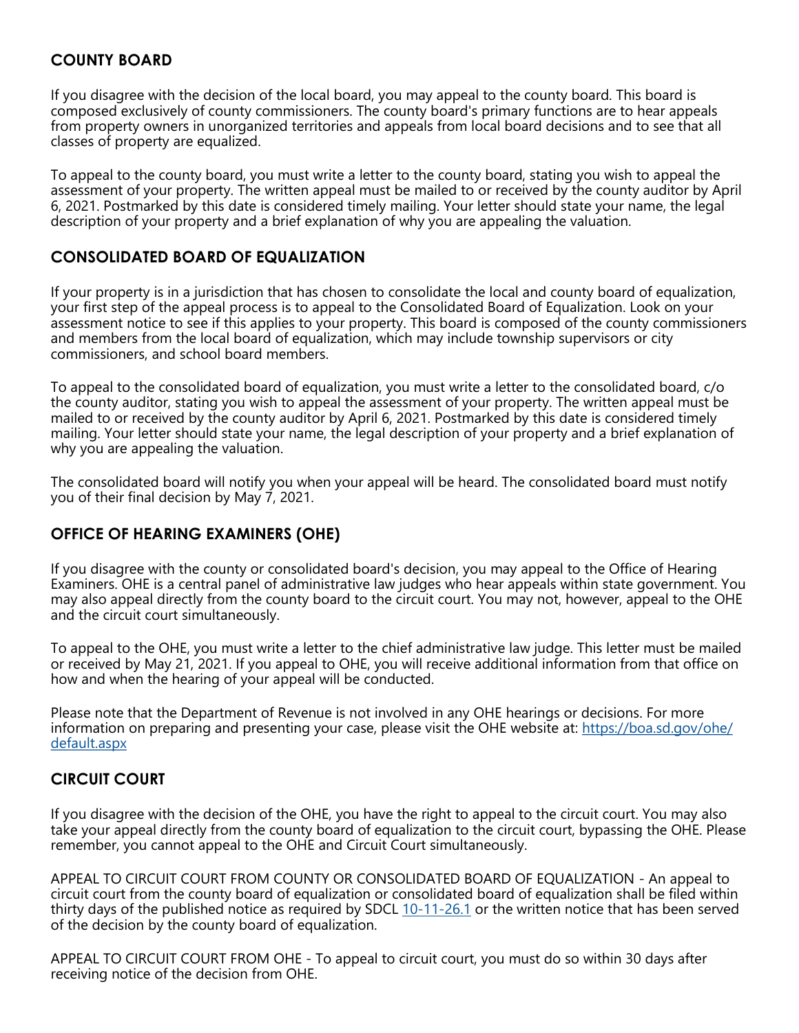## COUNTY BOARD

If you disagree with the decision of the local board, you may appeal to the county board. This board is composed exclusively of county commissioners. The county board's primary functions are to hear appeals from property owners in unorganized territories and appeals from local board decisions and to see that all classes of property are equalized.

To appeal to the county board, you must write a letter to the county board, stating you wish to appeal the assessment of your property. The written appeal must be mailed to or received by the county auditor by April 6, 2021. Postmarked by this date is considered timely mailing. Your letter should state your name, the legal description of your property and a brief explanation of why you are appealing the valuation.

## CONSOLIDATED BOARD OF EQUALIZATION

If your property is in a jurisdiction that has chosen to consolidate the local and county board of equalization, your first step of the appeal process is to appeal to the Consolidated Board of Equalization. Look on your assessment notice to see if this applies to your property. This board is composed of the county commissioners and members from the local board of equalization, which may include township supervisors or city commissioners, and school board members.

To appeal to the consolidated board of equalization, you must write a letter to the consolidated board, c/o the county auditor, stating you wish to appeal the assessment of your property. The written appeal must be mailed to or received by the county auditor by April 6, 2021. Postmarked by this date is considered timely mailing. Your letter should state your name, the legal description of your property and a brief explanation of why you are appealing the valuation.

The consolidated board will notify you when your appeal will be heard. The consolidated board must notify you of their final decision by May 7, 2021.

## OFFICE OF HEARING EXAMINERS (OHE)

If you disagree with the county or consolidated board's decision, you may appeal to the Office of Hearing Examiners. OHE is a central panel of administrative law judges who hear appeals within state government. You may also appeal directly from the county board to the circuit court. You may not, however, appeal to the OHE and the circuit court simultaneously.

To appeal to the OHE, you must write a letter to the chief administrative law judge. This letter must be mailed or received by May 21, 2021. If you appeal to OHE, you will receive additional information from that office on how and when the hearing of your appeal will be conducted.

Please note that the Department of Revenue is not involved in any OHE hearings or decisions. For more information on preparing and presenting your case, please visit the OHE website at: [https://boa.sd.gov/ohe/default.aspx](https://boa.sd.gov/ohe/default.aspx)

## CIRCUIT COURT

If you disagree with the decision of the OHE, you have the right to appeal to the circuit court. You may also take your appeal directly from the county board of equalization to the circuit court, bypassing the OHE. Please remember, you cannot appeal to the OHE and Circuit Court simultaneously.

APPEAL TO CIRCUIT COURT FROM COUNTY OR CONSOLIDATED BOARD OF EQUALIZATION - An appeal to circuit court from the county board of equalization or consolidated board of equalization shall be filed within thirty days of the published notice as required by SDCL 10-11-26.1 or the written notice that has been served of the decision by the county board of equalization.

APPEAL TO CIRCUIT COURT FROM OHE - To appeal to circuit court, you must do so within 30 days after receiving notice of the decision from OHE.